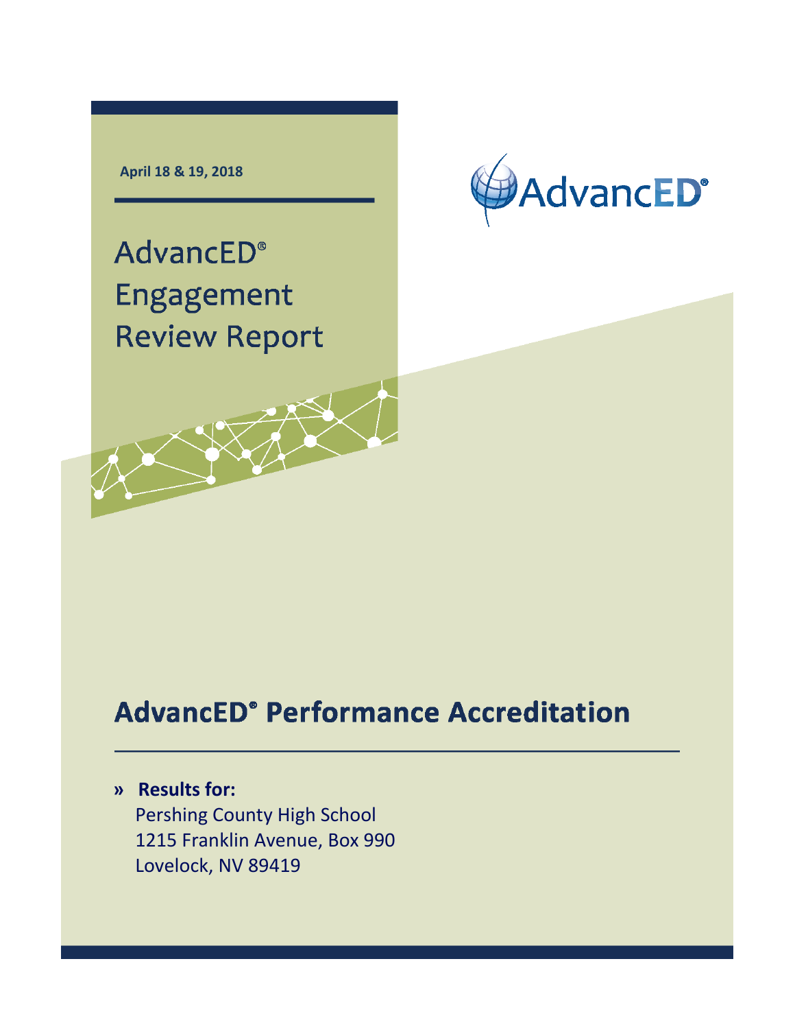April 18 & 19, 2018

# AdvancED® Engagement Review Report

AdvancED®

## AdvancED® Performance Accreditation

» **Results for:**
Pershing County High School
1215 Franklin Avenue, Box 990
Lovelock, NV 89419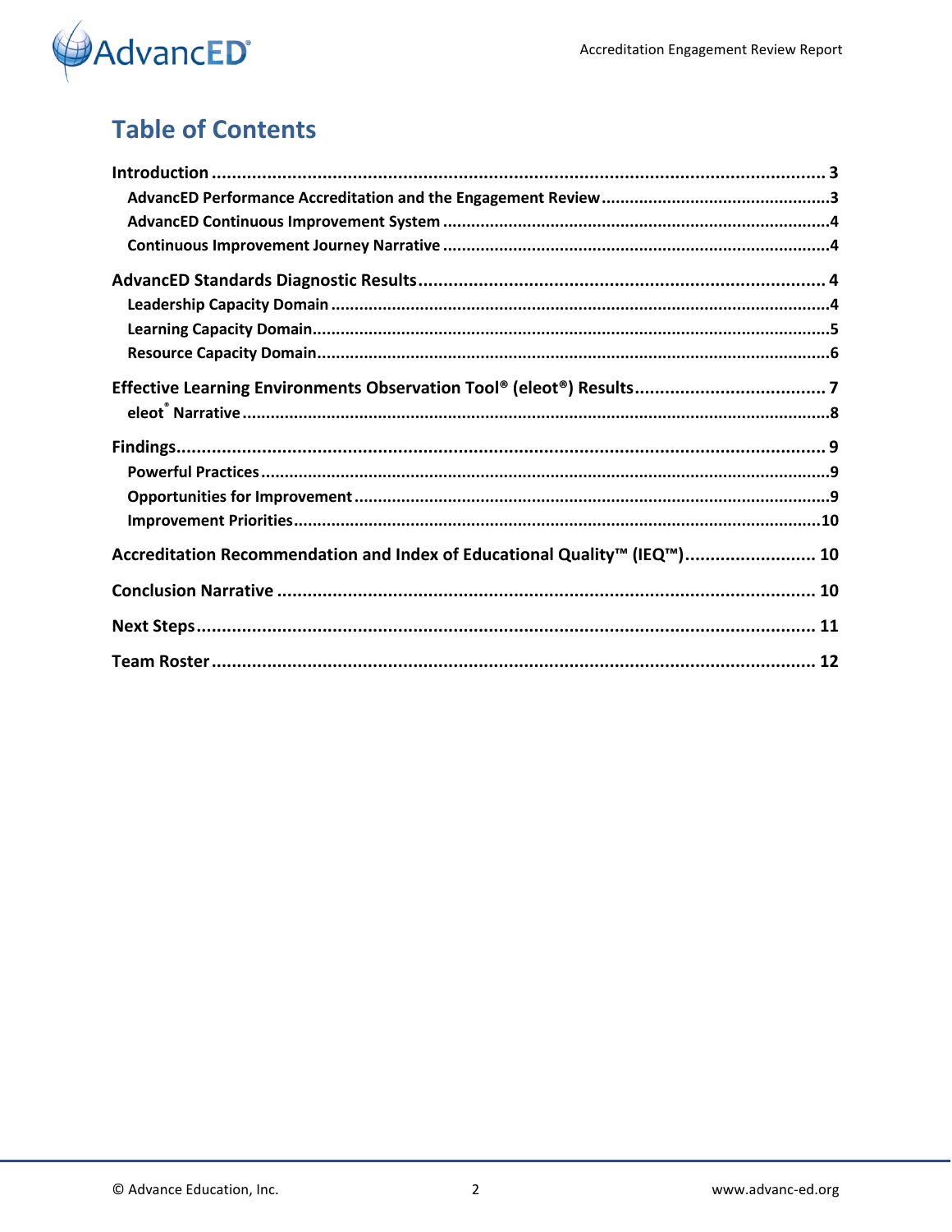# Table of Contents

**Introduction** ........................................................................................................................ 3

- **AdvancED Performance Accreditation and the Engagement Review** ............................................3
- **AdvancED Continuous Improvement System** ..................................................................................4
- **Continuous Improvement Journey Narrative** ...................................................................................4

**AdvancED Standards Diagnostic Results** ................................................................................ 4

- **Leadership Capacity Domain** ............................................................................................................4
- **Learning Capacity Domain**................................................................................................................5
- **Resource Capacity Domain**...............................................................................................................6

**Effective Learning Environments Observation Tool® (eleot®) Results** ..................................... 7

- **eleot® Narrative** ...............................................................................................................................8

**Findings**................................................................................................................................ 9

- **Powerful Practices**..............................................................................................................................9
- **Opportunities for Improvement**........................................................................................................9
- **Improvement Priorities**....................................................................................................................10

**Accreditation Recommendation and Index of Educational Quality™ (IEQ™)** ......................... 10

**Conclusion Narrative** ........................................................................................................... 10

**Next Steps**........................................................................................................................... 11

**Team Roster**........................................................................................................................ 12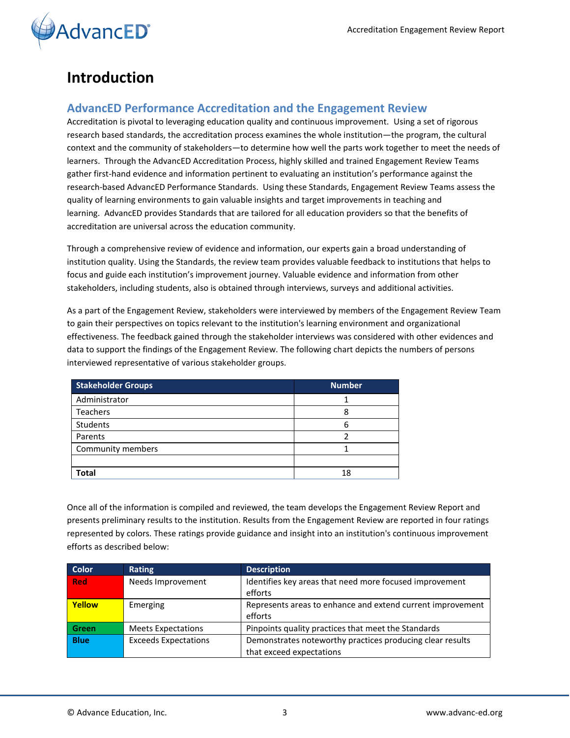# Introduction

## AdvancED Performance Accreditation and the Engagement Review

Accreditation is pivotal to leveraging education quality and continuous improvement. Using a set of rigorous research based standards, the accreditation process examines the whole institution—the program, the cultural context and the community of stakeholders—to determine how well the parts work together to meet the needs of learners. Through the AdvancED Accreditation Process, highly skilled and trained Engagement Review Teams gather first-hand evidence and information pertinent to evaluating an institution's performance against the research-based AdvancED Performance Standards. Using these Standards, Engagement Review Teams assess the quality of learning environments to gain valuable insights and target improvements in teaching and learning. AdvancED provides Standards that are tailored for all education providers so that the benefits of accreditation are universal across the education community.

Through a comprehensive review of evidence and information, our experts gain a broad understanding of institution quality. Using the Standards, the review team provides valuable feedback to institutions that helps to focus and guide each institution's improvement journey. Valuable evidence and information from other stakeholders, including students, also is obtained through interviews, surveys and additional activities.

As a part of the Engagement Review, stakeholders were interviewed by members of the Engagement Review Team to gain their perspectives on topics relevant to the institution's learning environment and organizational effectiveness. The feedback gained through the stakeholder interviews was considered with other evidences and data to support the findings of the Engagement Review. The following chart depicts the numbers of persons interviewed representative of various stakeholder groups.

| Stakeholder Groups | Number |
|---|---|
| Administrator | 1 |
| Teachers | 8 |
| Students | 6 |
| Parents | 2 |
| Community members | 1 |
| | |
| **Total** | 18 |

Once all of the information is compiled and reviewed, the team develops the Engagement Review Report and presents preliminary results to the institution. Results from the Engagement Review are reported in four ratings represented by colors. These ratings provide guidance and insight into an institution's continuous improvement efforts as described below:

| Color | Rating | Description |
|---|---|---|
| **Red** | Needs Improvement | Identifies key areas that need more focused improvement efforts |
| **Yellow** | Emerging | Represents areas to enhance and extend current improvement efforts |
| **Green** | Meets Expectations | Pinpoints quality practices that meet the Standards |
| **Blue** | Exceeds Expectations | Demonstrates noteworthy practices producing clear results that exceed expectations |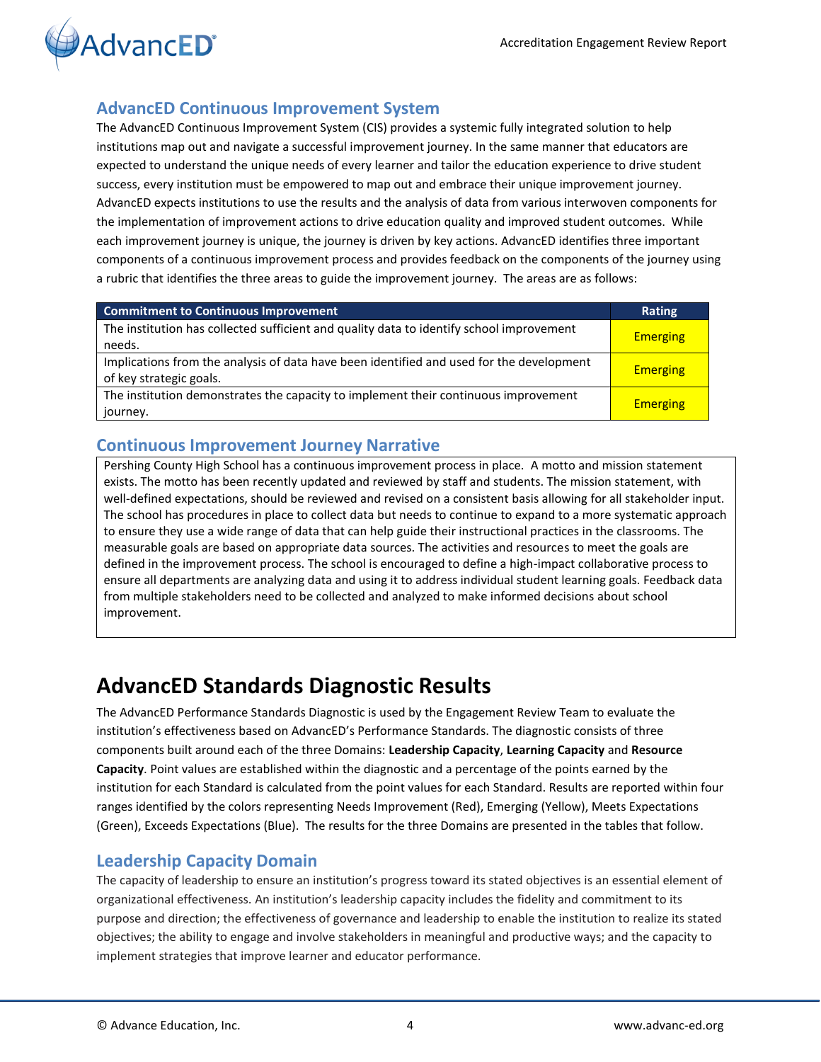## AdvancED Continuous Improvement System

The AdvancED Continuous Improvement System (CIS) provides a systemic fully integrated solution to help institutions map out and navigate a successful improvement journey. In the same manner that educators are expected to understand the unique needs of every learner and tailor the education experience to drive student success, every institution must be empowered to map out and embrace their unique improvement journey. AdvancED expects institutions to use the results and the analysis of data from various interwoven components for the implementation of improvement actions to drive education quality and improved student outcomes. While each improvement journey is unique, the journey is driven by key actions. AdvancED identifies three important components of a continuous improvement process and provides feedback on the components of the journey using a rubric that identifies the three areas to guide the improvement journey. The areas are as follows:

| Commitment to Continuous Improvement | Rating |
|---|---|
| The institution has collected sufficient and quality data to identify school improvement needs. | Emerging |
| Implications from the analysis of data have been identified and used for the development of key strategic goals. | Emerging |
| The institution demonstrates the capacity to implement their continuous improvement journey. | Emerging |

## Continuous Improvement Journey Narrative

Pershing County High School has a continuous improvement process in place. A motto and mission statement exists. The motto has been recently updated and reviewed by staff and students. The mission statement, with well-defined expectations, should be reviewed and revised on a consistent basis allowing for all stakeholder input. The school has procedures in place to collect data but needs to continue to expand to a more systematic approach to ensure they use a wide range of data that can help guide their instructional practices in the classrooms. The measurable goals are based on appropriate data sources. The activities and resources to meet the goals are defined in the improvement process. The school is encouraged to define a high-impact collaborative process to ensure all departments are analyzing data and using it to address individual student learning goals. Feedback data from multiple stakeholders need to be collected and analyzed to make informed decisions about school improvement.

# AdvancED Standards Diagnostic Results

The AdvancED Performance Standards Diagnostic is used by the Engagement Review Team to evaluate the institution's effectiveness based on AdvancED's Performance Standards. The diagnostic consists of three components built around each of the three Domains: **Leadership Capacity**, **Learning Capacity** and **Resource Capacity**. Point values are established within the diagnostic and a percentage of the points earned by the institution for each Standard is calculated from the point values for each Standard. Results are reported within four ranges identified by the colors representing Needs Improvement (Red), Emerging (Yellow), Meets Expectations (Green), Exceeds Expectations (Blue). The results for the three Domains are presented in the tables that follow.

## Leadership Capacity Domain

The capacity of leadership to ensure an institution's progress toward its stated objectives is an essential element of organizational effectiveness. An institution's leadership capacity includes the fidelity and commitment to its purpose and direction; the effectiveness of governance and leadership to enable the institution to realize its stated objectives; the ability to engage and involve stakeholders in meaningful and productive ways; and the capacity to implement strategies that improve learner and educator performance.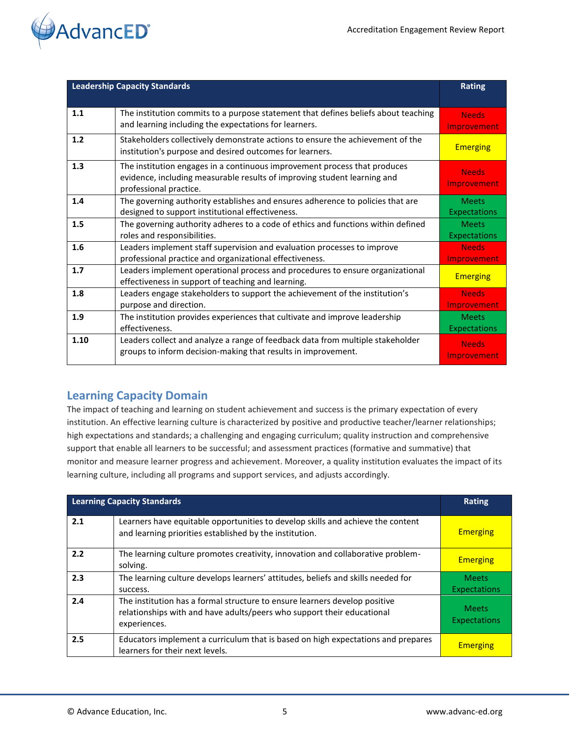| Leadership Capacity Standards | | Rating |
|---|---|---|
| 1.1 | The institution commits to a purpose statement that defines beliefs about teaching and learning including the expectations for learners. | Needs Improvement |
| 1.2 | Stakeholders collectively demonstrate actions to ensure the achievement of the institution's purpose and desired outcomes for learners. | Emerging |
| 1.3 | The institution engages in a continuous improvement process that produces evidence, including measurable results of improving student learning and professional practice. | Needs Improvement |
| 1.4 | The governing authority establishes and ensures adherence to policies that are designed to support institutional effectiveness. | Meets Expectations |
| 1.5 | The governing authority adheres to a code of ethics and functions within defined roles and responsibilities. | Meets Expectations |
| 1.6 | Leaders implement staff supervision and evaluation processes to improve professional practice and organizational effectiveness. | Needs Improvement |
| 1.7 | Leaders implement operational process and procedures to ensure organizational effectiveness in support of teaching and learning. | Emerging |
| 1.8 | Leaders engage stakeholders to support the achievement of the institution's purpose and direction. | Needs Improvement |
| 1.9 | The institution provides experiences that cultivate and improve leadership effectiveness. | Meets Expectations |
| 1.10 | Leaders collect and analyze a range of feedback data from multiple stakeholder groups to inform decision-making that results in improvement. | Needs Improvement |

## Learning Capacity Domain

The impact of teaching and learning on student achievement and success is the primary expectation of every institution. An effective learning culture is characterized by positive and productive teacher/learner relationships; high expectations and standards; a challenging and engaging curriculum; quality instruction and comprehensive support that enable all learners to be successful; and assessment practices (formative and summative) that monitor and measure learner progress and achievement. Moreover, a quality institution evaluates the impact of its learning culture, including all programs and support services, and adjusts accordingly.

| Learning Capacity Standards | | Rating |
|---|---|---|
| 2.1 | Learners have equitable opportunities to develop skills and achieve the content and learning priorities established by the institution. | Emerging |
| 2.2 | The learning culture promotes creativity, innovation and collaborative problem-solving. | Emerging |
| 2.3 | The learning culture develops learners' attitudes, beliefs and skills needed for success. | Meets Expectations |
| 2.4 | The institution has a formal structure to ensure learners develop positive relationships with and have adults/peers who support their educational experiences. | Meets Expectations |
| 2.5 | Educators implement a curriculum that is based on high expectations and prepares learners for their next levels. | Emerging |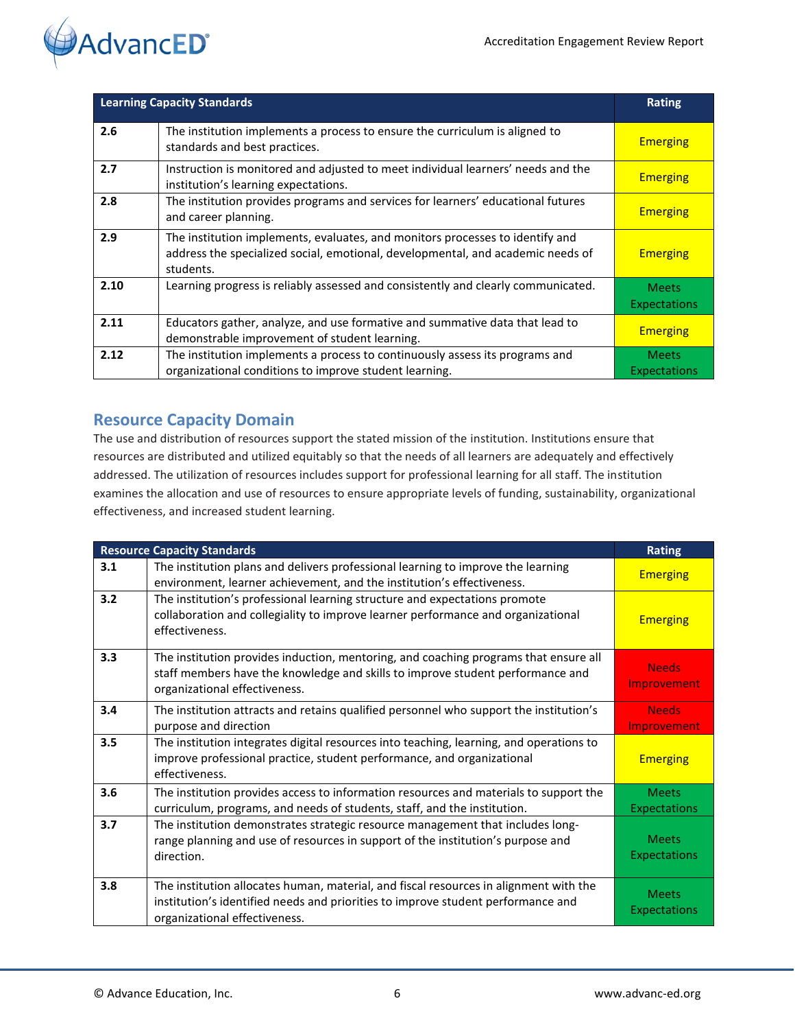| Learning Capacity Standards | | Rating |
|---|---|---|
| 2.6 | The institution implements a process to ensure the curriculum is aligned to standards and best practices. | Emerging |
| 2.7 | Instruction is monitored and adjusted to meet individual learners' needs and the institution's learning expectations. | Emerging |
| 2.8 | The institution provides programs and services for learners' educational futures and career planning. | Emerging |
| 2.9 | The institution implements, evaluates, and monitors processes to identify and address the specialized social, emotional, developmental, and academic needs of students. | Emerging |
| 2.10 | Learning progress is reliably assessed and consistently and clearly communicated. | Meets Expectations |
| 2.11 | Educators gather, analyze, and use formative and summative data that lead to demonstrable improvement of student learning. | Emerging |
| 2.12 | The institution implements a process to continuously assess its programs and organizational conditions to improve student learning. | Meets Expectations |

## Resource Capacity Domain

The use and distribution of resources support the stated mission of the institution. Institutions ensure that resources are distributed and utilized equitably so that the needs of all learners are adequately and effectively addressed. The utilization of resources includes support for professional learning for all staff. The institution examines the allocation and use of resources to ensure appropriate levels of funding, sustainability, organizational effectiveness, and increased student learning.

| Resource Capacity Standards | | Rating |
|---|---|---|
| 3.1 | The institution plans and delivers professional learning to improve the learning environment, learner achievement, and the institution's effectiveness. | Emerging |
| 3.2 | The institution's professional learning structure and expectations promote collaboration and collegiality to improve learner performance and organizational effectiveness. | Emerging |
| 3.3 | The institution provides induction, mentoring, and coaching programs that ensure all staff members have the knowledge and skills to improve student performance and organizational effectiveness. | Needs Improvement |
| 3.4 | The institution attracts and retains qualified personnel who support the institution's purpose and direction | Needs Improvement |
| 3.5 | The institution integrates digital resources into teaching, learning, and operations to improve professional practice, student performance, and organizational effectiveness. | Emerging |
| 3.6 | The institution provides access to information resources and materials to support the curriculum, programs, and needs of students, staff, and the institution. | Meets Expectations |
| 3.7 | The institution demonstrates strategic resource management that includes long-range planning and use of resources in support of the institution's purpose and direction. | Meets Expectations |
| 3.8 | The institution allocates human, material, and fiscal resources in alignment with the institution's identified needs and priorities to improve student performance and organizational effectiveness. | Meets Expectations |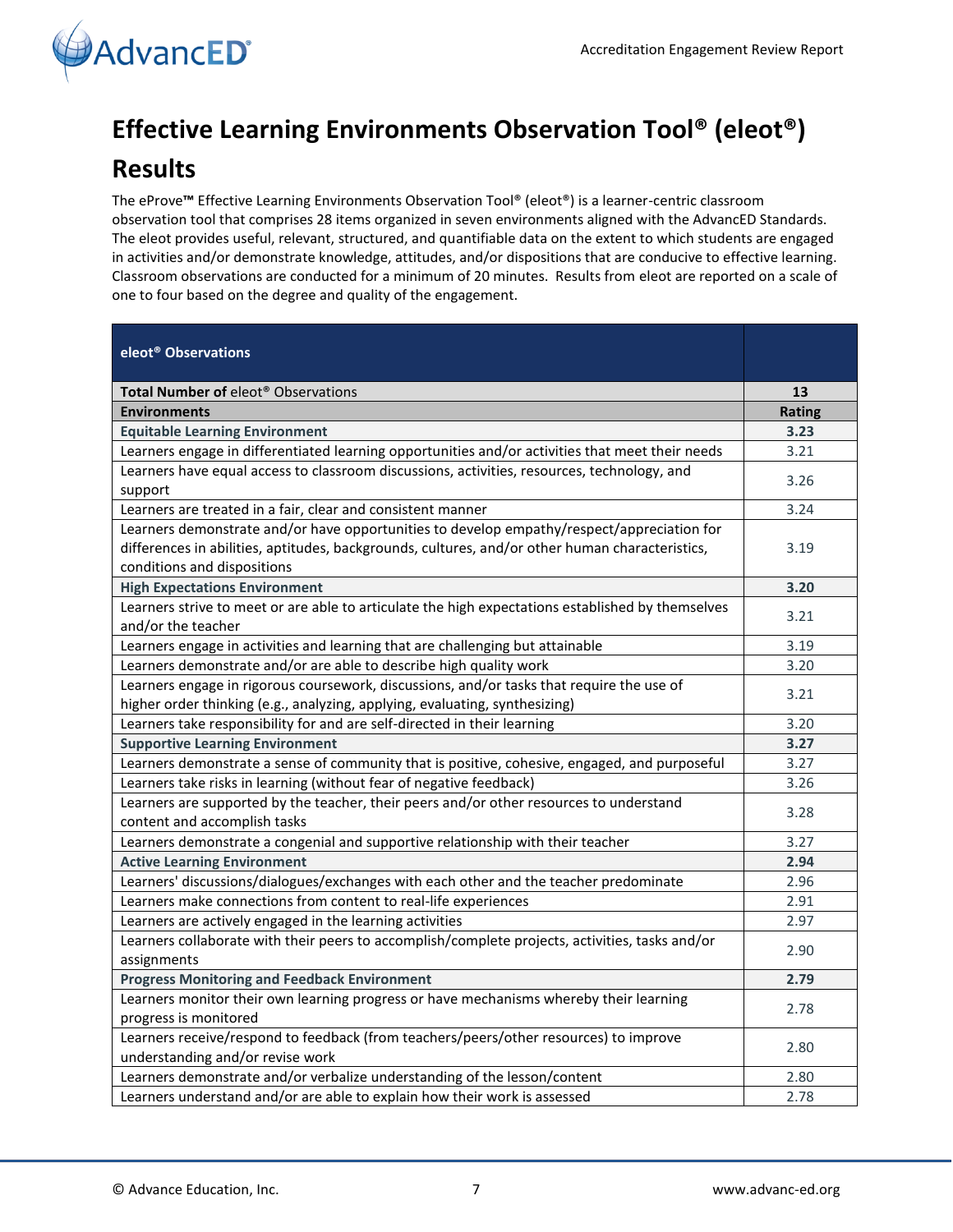# Effective Learning Environments Observation Tool® (eleot®) Results

The eProve™ Effective Learning Environments Observation Tool® (eleot®) is a learner-centric classroom observation tool that comprises 28 items organized in seven environments aligned with the AdvancED Standards. The eleot provides useful, relevant, structured, and quantifiable data on the extent to which students are engaged in activities and/or demonstrate knowledge, attitudes, and/or dispositions that are conducive to effective learning. Classroom observations are conducted for a minimum of 20 minutes. Results from eleot are reported on a scale of one to four based on the degree and quality of the engagement.

| **eleot® Observations** | |
|---|---|
| **Total Number of** eleot® Observations | **13** |
| **Environments** | **Rating** |
| **Equitable Learning Environment** | **3.23** |
| Learners engage in differentiated learning opportunities and/or activities that meet their needs | 3.21 |
| Learners have equal access to classroom discussions, activities, resources, technology, and support | 3.26 |
| Learners are treated in a fair, clear and consistent manner | 3.24 |
| Learners demonstrate and/or have opportunities to develop empathy/respect/appreciation for differences in abilities, aptitudes, backgrounds, cultures, and/or other human characteristics, conditions and dispositions | 3.19 |
| **High Expectations Environment** | **3.20** |
| Learners strive to meet or are able to articulate the high expectations established by themselves and/or the teacher | 3.21 |
| Learners engage in activities and learning that are challenging but attainable | 3.19 |
| Learners demonstrate and/or are able to describe high quality work | 3.20 |
| Learners engage in rigorous coursework, discussions, and/or tasks that require the use of higher order thinking (e.g., analyzing, applying, evaluating, synthesizing) | 3.21 |
| Learners take responsibility for and are self-directed in their learning | 3.20 |
| **Supportive Learning Environment** | **3.27** |
| Learners demonstrate a sense of community that is positive, cohesive, engaged, and purposeful | 3.27 |
| Learners take risks in learning (without fear of negative feedback) | 3.26 |
| Learners are supported by the teacher, their peers and/or other resources to understand content and accomplish tasks | 3.28 |
| Learners demonstrate a congenial and supportive relationship with their teacher | 3.27 |
| **Active Learning Environment** | **2.94** |
| Learners' discussions/dialogues/exchanges with each other and the teacher predominate | 2.96 |
| Learners make connections from content to real-life experiences | 2.91 |
| Learners are actively engaged in the learning activities | 2.97 |
| Learners collaborate with their peers to accomplish/complete projects, activities, tasks and/or assignments | 2.90 |
| **Progress Monitoring and Feedback Environment** | **2.79** |
| Learners monitor their own learning progress or have mechanisms whereby their learning progress is monitored | 2.78 |
| Learners receive/respond to feedback (from teachers/peers/other resources) to improve understanding and/or revise work | 2.80 |
| Learners demonstrate and/or verbalize understanding of the lesson/content | 2.80 |
| Learners understand and/or are able to explain how their work is assessed | 2.78 |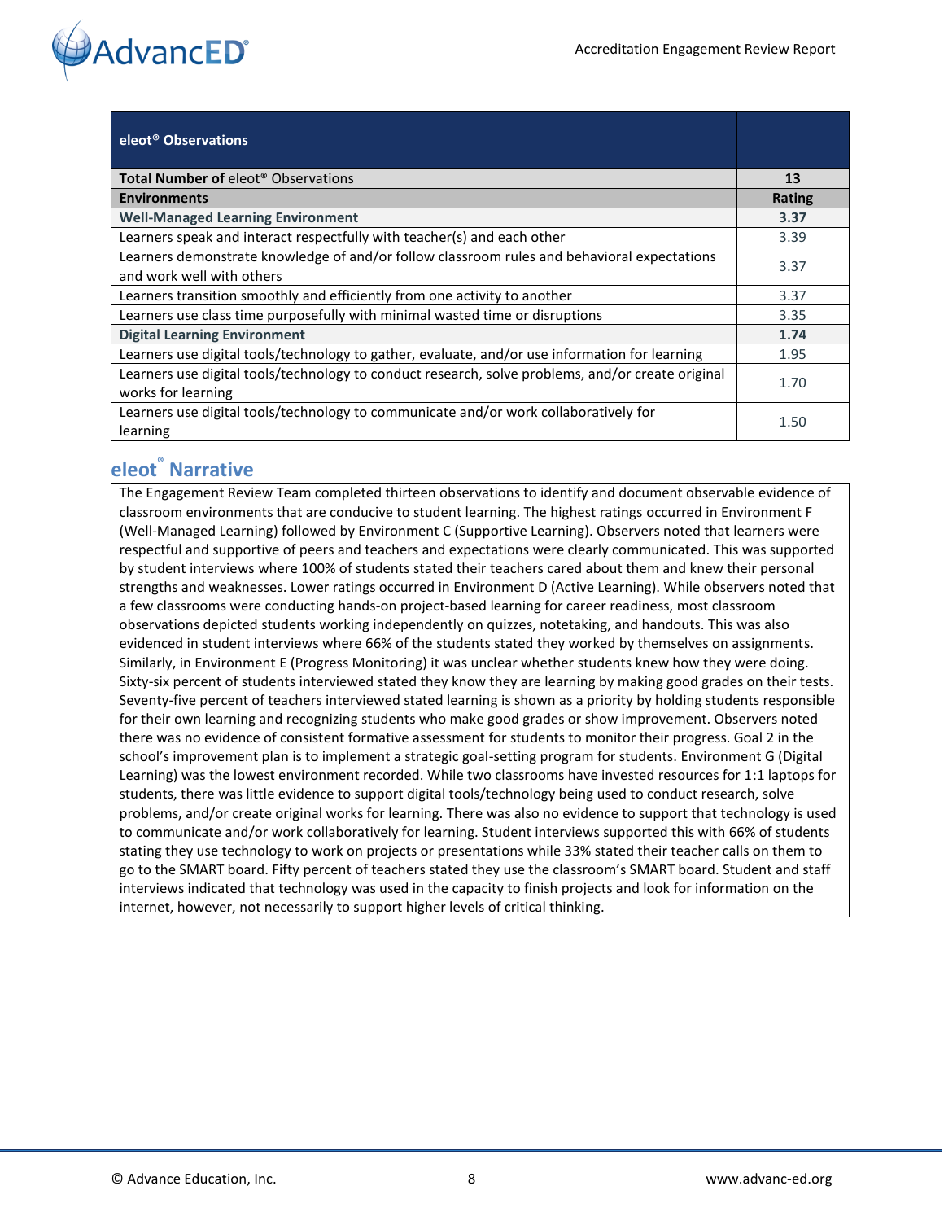| eleot® Observations | |
|---|---|
| **Total Number of** eleot® Observations | **13** |
| **Environments** | **Rating** |
| **Well-Managed Learning Environment** | **3.37** |
| Learners speak and interact respectfully with teacher(s) and each other | 3.39 |
| Learners demonstrate knowledge of and/or follow classroom rules and behavioral expectations and work well with others | 3.37 |
| Learners transition smoothly and efficiently from one activity to another | 3.37 |
| Learners use class time purposefully with minimal wasted time or disruptions | 3.35 |
| **Digital Learning Environment** | **1.74** |
| Learners use digital tools/technology to gather, evaluate, and/or use information for learning | 1.95 |
| Learners use digital tools/technology to conduct research, solve problems, and/or create original works for learning | 1.70 |
| Learners use digital tools/technology to communicate and/or work collaboratively for learning | 1.50 |

## eleot® Narrative

The Engagement Review Team completed thirteen observations to identify and document observable evidence of classroom environments that are conducive to student learning. The highest ratings occurred in Environment F (Well-Managed Learning) followed by Environment C (Supportive Learning). Observers noted that learners were respectful and supportive of peers and teachers and expectations were clearly communicated. This was supported by student interviews where 100% of students stated their teachers cared about them and knew their personal strengths and weaknesses. Lower ratings occurred in Environment D (Active Learning). While observers noted that a few classrooms were conducting hands-on project-based learning for career readiness, most classroom observations depicted students working independently on quizzes, notetaking, and handouts. This was also evidenced in student interviews where 66% of the students stated they worked by themselves on assignments. Similarly, in Environment E (Progress Monitoring) it was unclear whether students knew how they were doing. Sixty-six percent of students interviewed stated they know they are learning by making good grades on their tests. Seventy-five percent of teachers interviewed stated learning is shown as a priority by holding students responsible for their own learning and recognizing students who make good grades or show improvement. Observers noted there was no evidence of consistent formative assessment for students to monitor their progress. Goal 2 in the school's improvement plan is to implement a strategic goal-setting program for students. Environment G (Digital Learning) was the lowest environment recorded. While two classrooms have invested resources for 1:1 laptops for students, there was little evidence to support digital tools/technology being used to conduct research, solve problems, and/or create original works for learning. There was also no evidence to support that technology is used to communicate and/or work collaboratively for learning. Student interviews supported this with 66% of students stating they use technology to work on projects or presentations while 33% stated their teacher calls on them to go to the SMART board. Fifty percent of teachers stated they use the classroom's SMART board. Student and staff interviews indicated that technology was used in the capacity to finish projects and look for information on the internet, however, not necessarily to support higher levels of critical thinking.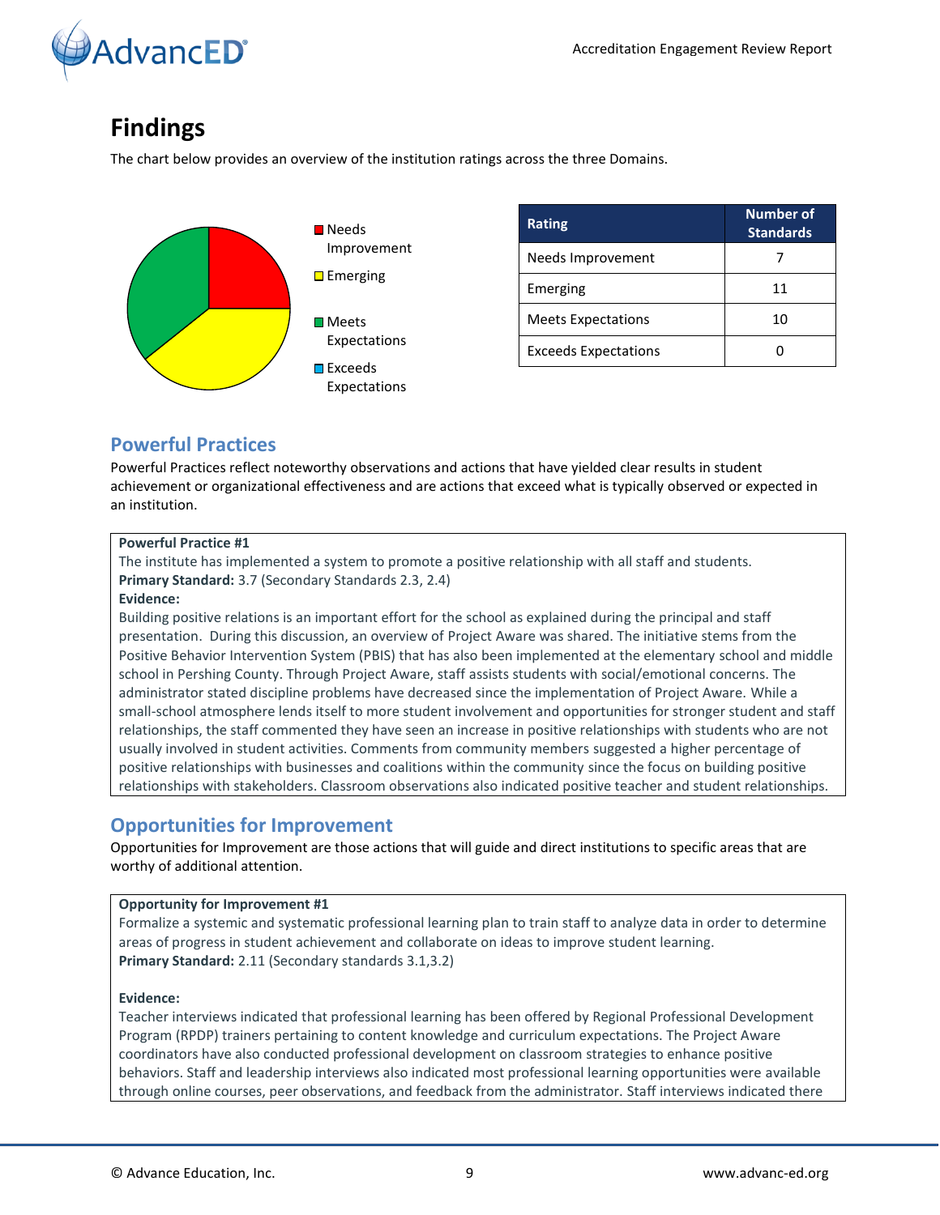# Findings

The chart below provides an overview of the institution ratings across the three Domains.

| Rating | Number of Standards |
|---|---|
| Needs Improvement | 7 |
| Emerging | 11 |
| Meets Expectations | 10 |
| Exceeds Expectations | 0 |

## Powerful Practices

Powerful Practices reflect noteworthy observations and actions that have yielded clear results in student achievement or organizational effectiveness and are actions that exceed what is typically observed or expected in an institution.

**Powerful Practice #1**

The institute has implemented a system to promote a positive relationship with all staff and students.

**Primary Standard:** 3.7 (Secondary Standards 2.3, 2.4)

**Evidence:**

Building positive relations is an important effort for the school as explained during the principal and staff presentation. During this discussion, an overview of Project Aware was shared. The initiative stems from the Positive Behavior Intervention System (PBIS) that has also been implemented at the elementary school and middle school in Pershing County. Through Project Aware, staff assists students with social/emotional concerns. The administrator stated discipline problems have decreased since the implementation of Project Aware. While a small-school atmosphere lends itself to more student involvement and opportunities for stronger student and staff relationships, the staff commented they have seen an increase in positive relationships with students who are not usually involved in student activities. Comments from community members suggested a higher percentage of positive relationships with businesses and coalitions within the community since the focus on building positive relationships with stakeholders. Classroom observations also indicated positive teacher and student relationships.

## Opportunities for Improvement

Opportunities for Improvement are those actions that will guide and direct institutions to specific areas that are worthy of additional attention.

**Opportunity for Improvement #1**

Formalize a systemic and systematic professional learning plan to train staff to analyze data in order to determine areas of progress in student achievement and collaborate on ideas to improve student learning.

**Primary Standard:** 2.11 (Secondary standards 3.1,3.2)

**Evidence:**

Teacher interviews indicated that professional learning has been offered by Regional Professional Development Program (RPDP) trainers pertaining to content knowledge and curriculum expectations. The Project Aware coordinators have also conducted professional development on classroom strategies to enhance positive behaviors. Staff and leadership interviews also indicated most professional learning opportunities were available through online courses, peer observations, and feedback from the administrator. Staff interviews indicated there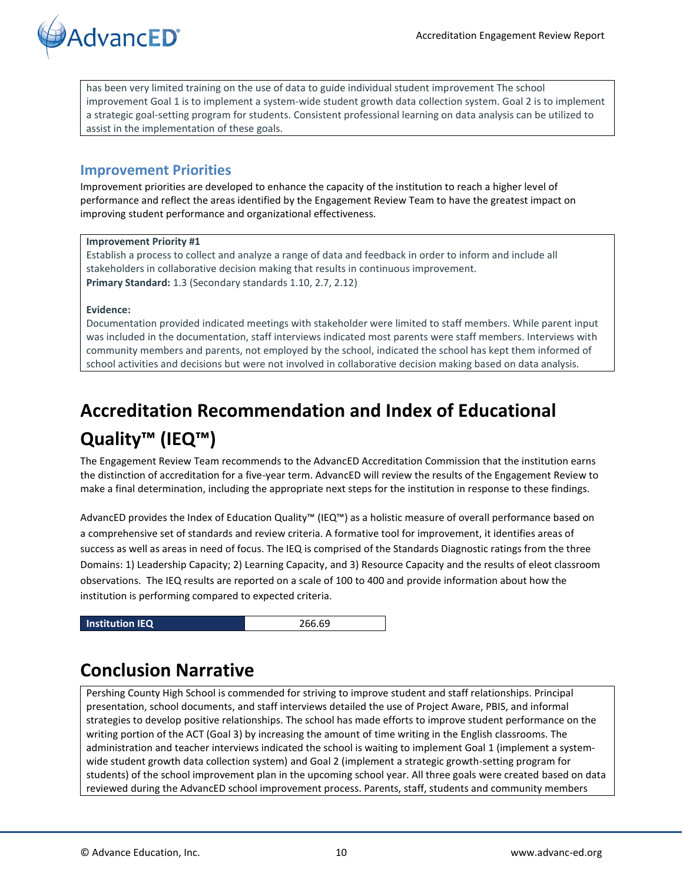has been very limited training on the use of data to guide individual student improvement The school improvement Goal 1 is to implement a system-wide student growth data collection system. Goal 2 is to implement a strategic goal-setting program for students. Consistent professional learning on data analysis can be utilized to assist in the implementation of these goals.

### Improvement Priorities

Improvement priorities are developed to enhance the capacity of the institution to reach a higher level of performance and reflect the areas identified by the Engagement Review Team to have the greatest impact on improving student performance and organizational effectiveness.

**Improvement Priority #1**
Establish a process to collect and analyze a range of data and feedback in order to inform and include all stakeholders in collaborative decision making that results in continuous improvement.
**Primary Standard:** 1.3 (Secondary standards 1.10, 2.7, 2.12)

**Evidence:**
Documentation provided indicated meetings with stakeholder were limited to staff members. While parent input was included in the documentation, staff interviews indicated most parents were staff members. Interviews with community members and parents, not employed by the school, indicated the school has kept them informed of school activities and decisions but were not involved in collaborative decision making based on data analysis.

## Accreditation Recommendation and Index of Educational Quality™ (IEQ™)

The Engagement Review Team recommends to the AdvancED Accreditation Commission that the institution earns the distinction of accreditation for a five-year term. AdvancED will review the results of the Engagement Review to make a final determination, including the appropriate next steps for the institution in response to these findings.

AdvancED provides the Index of Education Quality™ (IEQ™) as a holistic measure of overall performance based on a comprehensive set of standards and review criteria. A formative tool for improvement, it identifies areas of success as well as areas in need of focus. The IEQ is comprised of the Standards Diagnostic ratings from the three Domains: 1) Leadership Capacity; 2) Learning Capacity, and 3) Resource Capacity and the results of eleot classroom observations. The IEQ results are reported on a scale of 100 to 400 and provide information about how the institution is performing compared to expected criteria.

| Institution IEQ | 266.69 |
|---|---|

## Conclusion Narrative

Pershing County High School is commended for striving to improve student and staff relationships. Principal presentation, school documents, and staff interviews detailed the use of Project Aware, PBIS, and informal strategies to develop positive relationships. The school has made efforts to improve student performance on the writing portion of the ACT (Goal 3) by increasing the amount of time writing in the English classrooms. The administration and teacher interviews indicated the school is waiting to implement Goal 1 (implement a system-wide student growth data collection system) and Goal 2 (implement a strategic growth-setting program for students) of the school improvement plan in the upcoming school year. All three goals were created based on data reviewed during the AdvancED school improvement process. Parents, staff, students and community members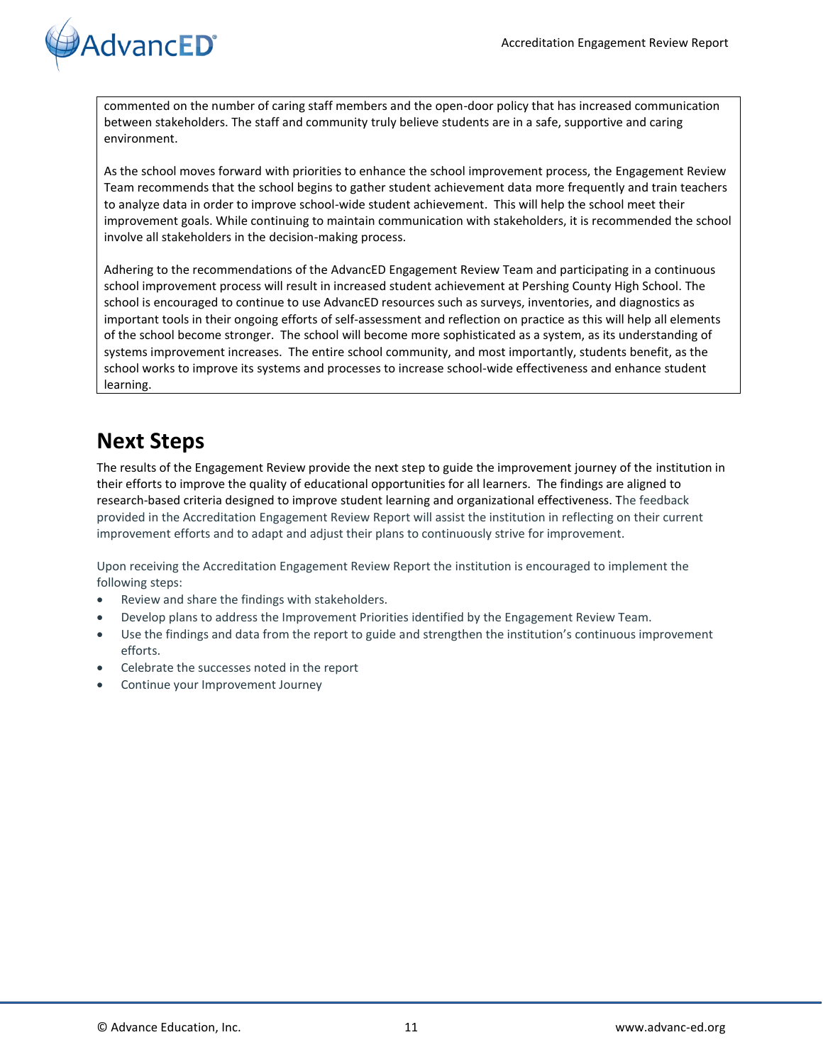commented on the number of caring staff members and the open-door policy that has increased communication between stakeholders. The staff and community truly believe students are in a safe, supportive and caring environment.

As the school moves forward with priorities to enhance the school improvement process, the Engagement Review Team recommends that the school begins to gather student achievement data more frequently and train teachers to analyze data in order to improve school-wide student achievement. This will help the school meet their improvement goals. While continuing to maintain communication with stakeholders, it is recommended the school involve all stakeholders in the decision-making process.

Adhering to the recommendations of the AdvancED Engagement Review Team and participating in a continuous school improvement process will result in increased student achievement at Pershing County High School. The school is encouraged to continue to use AdvancED resources such as surveys, inventories, and diagnostics as important tools in their ongoing efforts of self-assessment and reflection on practice as this will help all elements of the school become stronger. The school will become more sophisticated as a system, as its understanding of systems improvement increases. The entire school community, and most importantly, students benefit, as the school works to improve its systems and processes to increase school-wide effectiveness and enhance student learning.

## Next Steps

The results of the Engagement Review provide the next step to guide the improvement journey of the institution in their efforts to improve the quality of educational opportunities for all learners. The findings are aligned to research-based criteria designed to improve student learning and organizational effectiveness. The feedback provided in the Accreditation Engagement Review Report will assist the institution in reflecting on their current improvement efforts and to adapt and adjust their plans to continuously strive for improvement.

Upon receiving the Accreditation Engagement Review Report the institution is encouraged to implement the following steps:

- Review and share the findings with stakeholders.
- Develop plans to address the Improvement Priorities identified by the Engagement Review Team.
- Use the findings and data from the report to guide and strengthen the institution's continuous improvement efforts.
- Celebrate the successes noted in the report
- Continue your Improvement Journey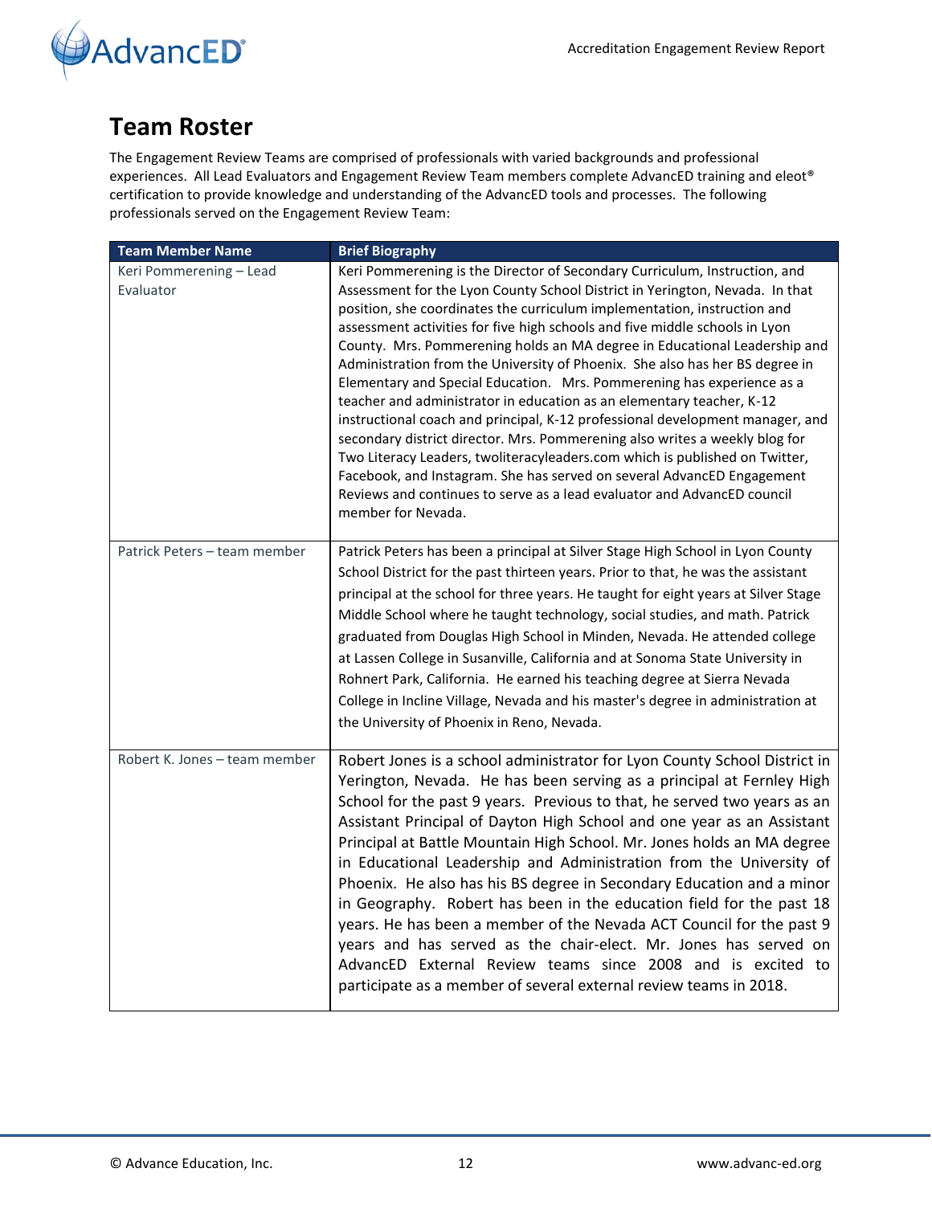# Team Roster

The Engagement Review Teams are comprised of professionals with varied backgrounds and professional experiences. All Lead Evaluators and Engagement Review Team members complete AdvancED training and eleot® certification to provide knowledge and understanding of the AdvancED tools and processes. The following professionals served on the Engagement Review Team:

| Team Member Name | Brief Biography |
| --- | --- |
| Keri Pommerening – Lead Evaluator | Keri Pommerening is the Director of Secondary Curriculum, Instruction, and Assessment for the Lyon County School District in Yerington, Nevada. In that position, she coordinates the curriculum implementation, instruction and assessment activities for five high schools and five middle schools in Lyon County. Mrs. Pommerening holds an MA degree in Educational Leadership and Administration from the University of Phoenix. She also has her BS degree in Elementary and Special Education. Mrs. Pommerening has experience as a teacher and administrator in education as an elementary teacher, K-12 instructional coach and principal, K-12 professional development manager, and secondary district director. Mrs. Pommerening also writes a weekly blog for Two Literacy Leaders, twoliteracyleaders.com which is published on Twitter, Facebook, and Instagram. She has served on several AdvancED Engagement Reviews and continues to serve as a lead evaluator and AdvancED council member for Nevada. |
| Patrick Peters – team member | Patrick Peters has been a principal at Silver Stage High School in Lyon County School District for the past thirteen years. Prior to that, he was the assistant principal at the school for three years. He taught for eight years at Silver Stage Middle School where he taught technology, social studies, and math. Patrick graduated from Douglas High School in Minden, Nevada. He attended college at Lassen College in Susanville, California and at Sonoma State University in Rohnert Park, California. He earned his teaching degree at Sierra Nevada College in Incline Village, Nevada and his master's degree in administration at the University of Phoenix in Reno, Nevada. |
| Robert K. Jones – team member | Robert Jones is a school administrator for Lyon County School District in Yerington, Nevada. He has been serving as a principal at Fernley High School for the past 9 years. Previous to that, he served two years as an Assistant Principal of Dayton High School and one year as an Assistant Principal at Battle Mountain High School. Mr. Jones holds an MA degree in Educational Leadership and Administration from the University of Phoenix. He also has his BS degree in Secondary Education and a minor in Geography. Robert has been in the education field for the past 18 years. He has been a member of the Nevada ACT Council for the past 9 years and has served as the chair-elect. Mr. Jones has served on AdvancED External Review teams since 2008 and is excited to participate as a member of several external review teams in 2018. |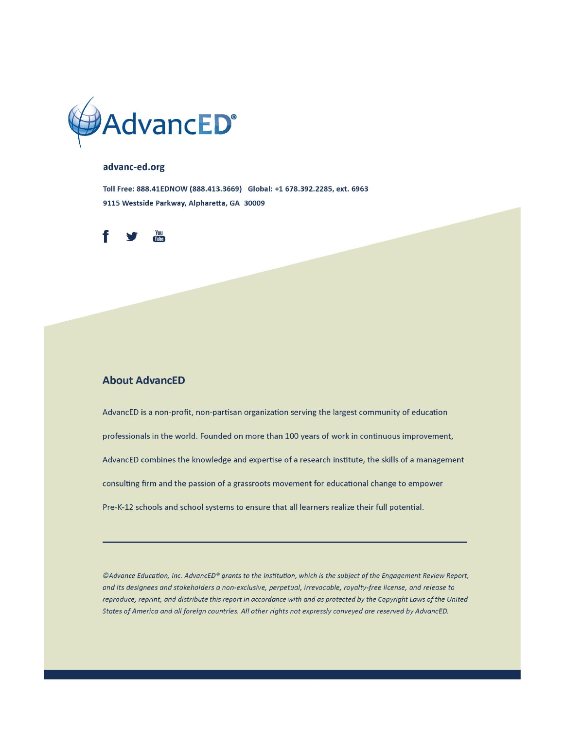AdvancED®

**advanc-ed.org**

**Toll Free: 888.41EDNOW (888.413.3669) Global: +1 678.392.2285, ext. 6963**

**9115 Westside Parkway, Alpharetta, GA 30009**

## About AdvancED

AdvancED is a non-profit, non-partisan organization serving the largest community of education professionals in the world. Founded on more than 100 years of work in continuous improvement, AdvancED combines the knowledge and expertise of a research institute, the skills of a management consulting firm and the passion of a grassroots movement for educational change to empower Pre-K-12 schools and school systems to ensure that all learners realize their full potential.

---

*©Advance Education, Inc. AdvancED® grants to the Institution, which is the subject of the Engagement Review Report, and its designees and stakeholders a non-exclusive, perpetual, irrevocable, royalty-free license, and release to reproduce, reprint, and distribute this report in accordance with and as protected by the Copyright Laws of the United States of America and all foreign countries. All other rights not expressly conveyed are reserved by AdvancED.*